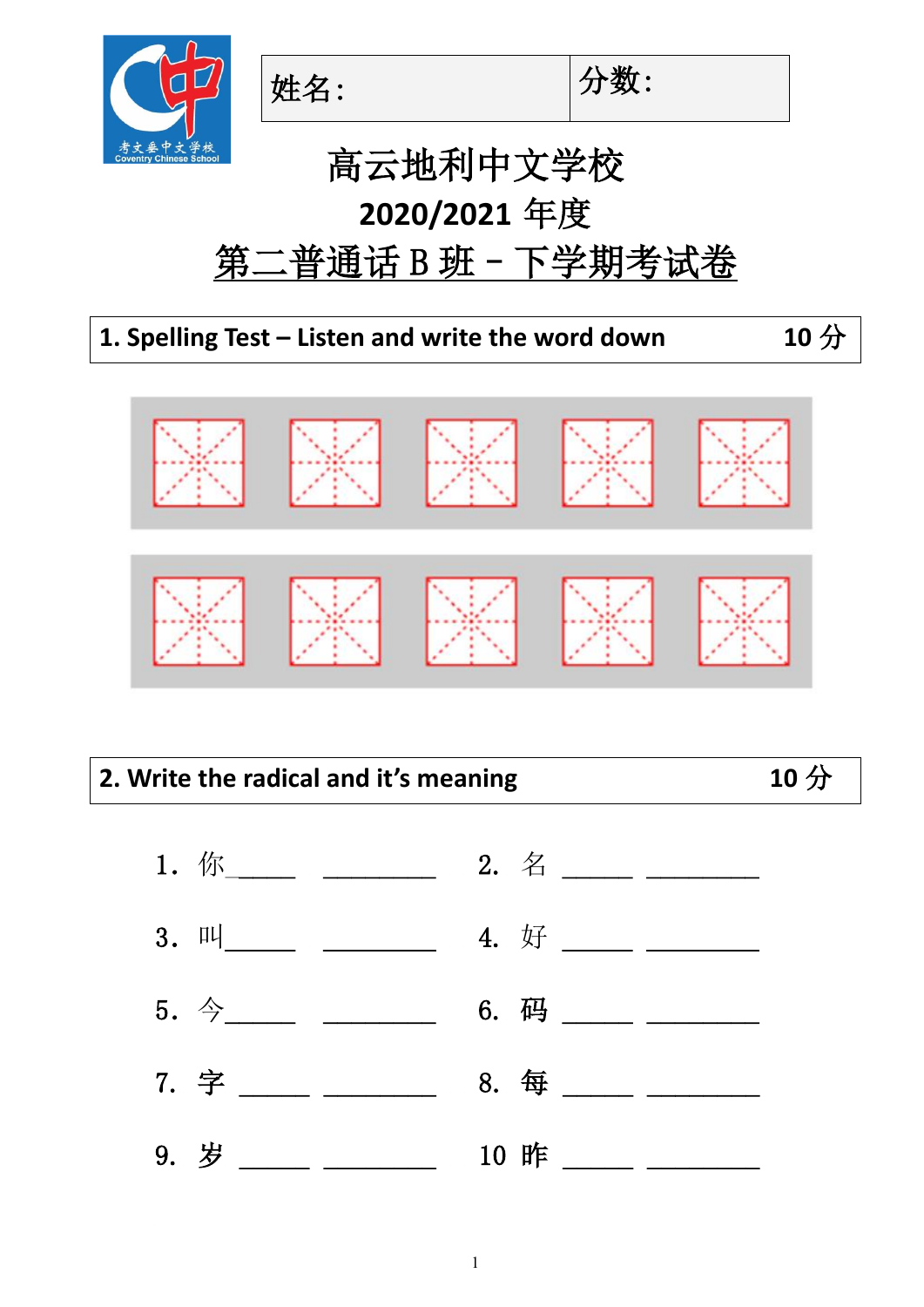| 姓名: | 分数: |
|---|---|

# 高云地利中文学校

## 2020/2021 年度

## 第二普通话 B 班 – 下学期考试卷

**1. Spelling Test – Listen and write the word down** **10 分**

**2. Write the radical and it's meaning** **10 分**

1．你_____ _________ 2. 名 _____ _________

3．叫_____ _________ 4. 好 _____ _________

5．今_____ _________ 6. 码 _____ _________

7. 字 _____ _________ 8. 每 _____ _________

9. 岁 _____ _________ 10 昨 _____ _________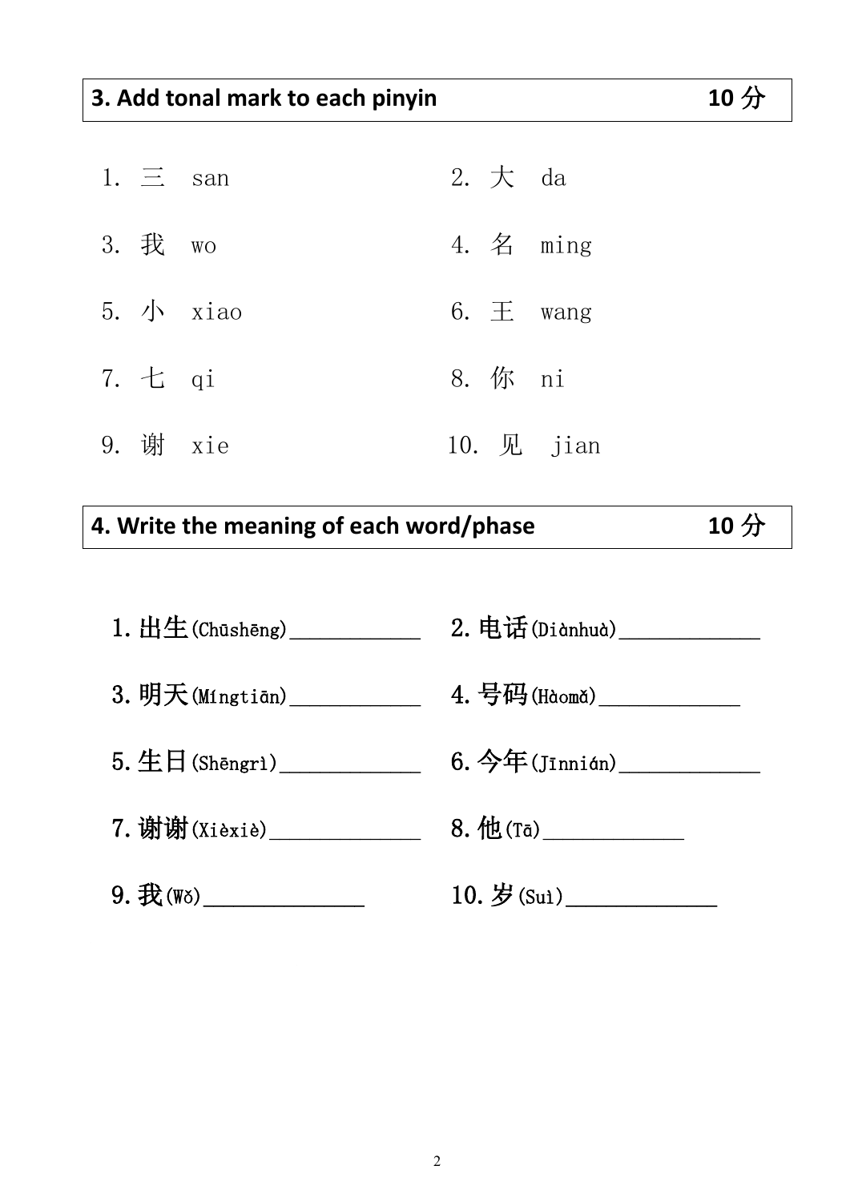## 3. Add tonal mark to each pinyin 10 分

1. 三 san
2. 大 da
3. 我 wo
4. 名 ming
5. 小 xiao
6. 王 wang
7. 七 qi
8. 你 ni
9. 谢 xie
10. 见 jian

## 4. Write the meaning of each word/phase 10 分

1. 出生(Chūshēng)____________
2. 电话(Diànhuà)____________
3. 明天(Míngtiān)____________
4. 号码(Hàomǎ)____________
5. 生日(Shēngrì)____________
6. 今年(Jīnnián)____________
7. 谢谢(Xièxiè)____________
8. 他(Tā)____________
9. 我(Wǒ)____________
10. 岁(Suì)____________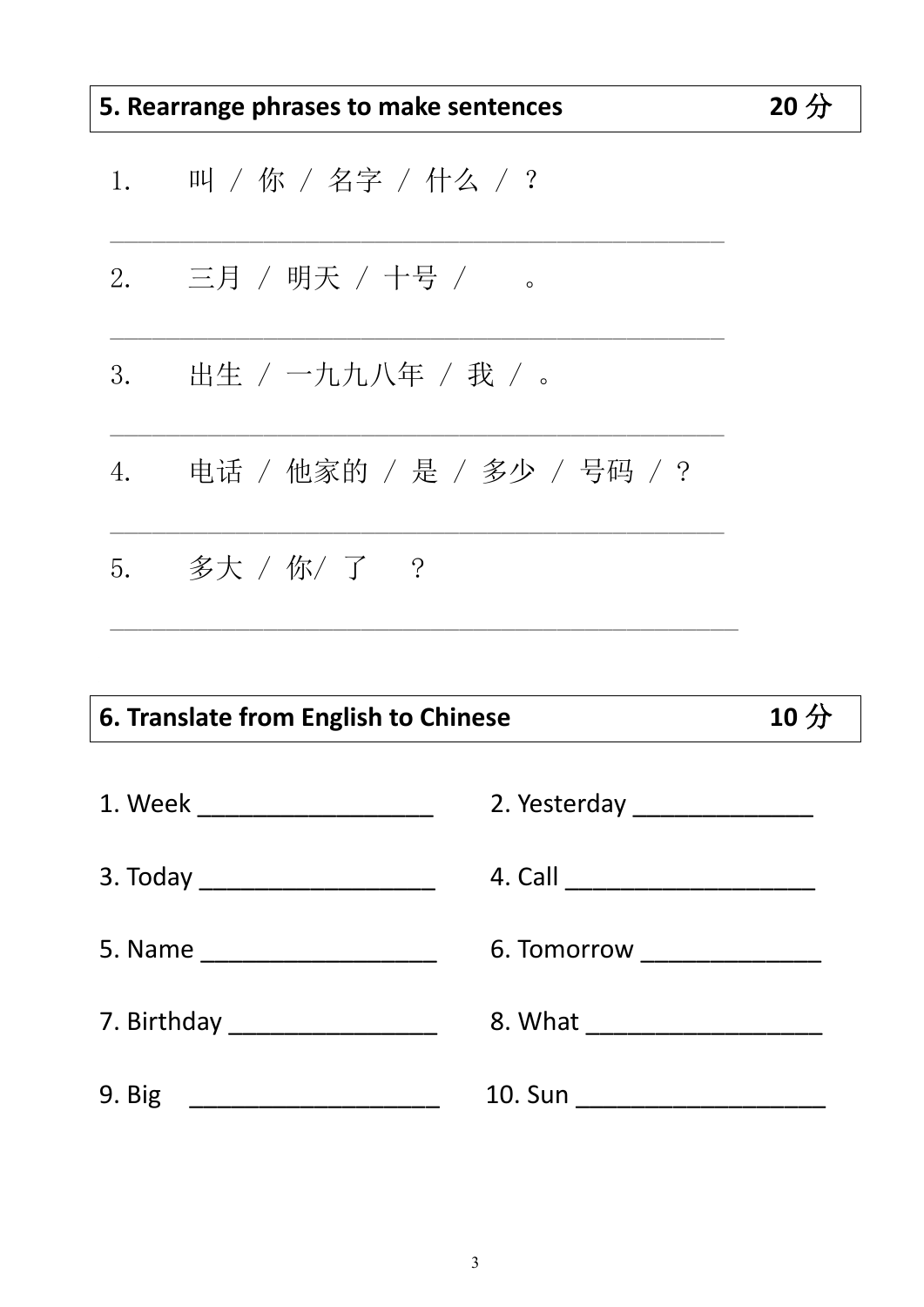## 5. Rearrange phrases to make sentences 20 分

1. 叫 / 你 / 名字 / 什么 / ？

______________________________________________

2. 三月 / 明天 / 十号 / 。

______________________________________________

3. 出生 / 一九九八年 / 我 / 。

______________________________________________

4. 电话 / 他家的 / 是 / 多少 / 号码 / ？

______________________________________________

5. 多大 / 你/ 了 ？

______________________________________________

## 6. Translate from English to Chinese 10 分

1. Week ________________

2. Yesterday ____________

3. Today ________________

4. Call _________________

5. Name ________________

6. Tomorrow ____________

7. Birthday ______________

8. What ________________

9. Big _________________

10. Sun _________________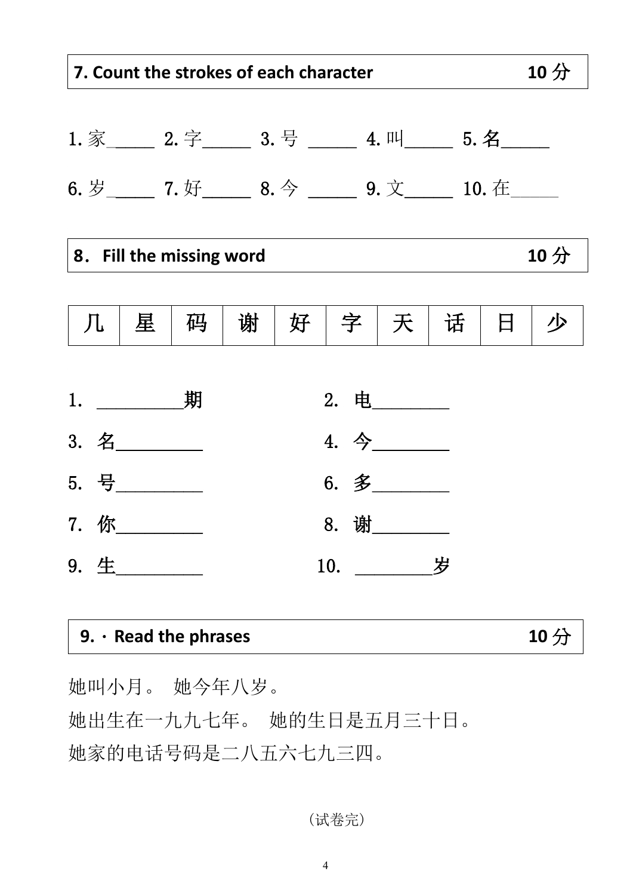## 7. Count the strokes of each character 10 分

1. 家_____ 2. 字_____ 3. 号 _____ 4. 叫_____ 5. 名_____

6. 岁_____ 7. 好_____ 8. 今 _____ 9. 文_____ 10. 在_____

## 8．Fill the missing word 10 分

| | | | | | | | | | |
|---|---|---|---|---|---|---|---|---|---|
| 几 | 星 | 码 | 谢 | 好 | 字 | 天 | 话 | 日 | 少 |

1. _________期
2. 电________
3. 名_________
4. 今________
5. 号_________
6. 多________
7. 你_________
8. 谢________
9. 生_________
10. ________岁

## 9.・Read the phrases 10 分

她叫小月。 她今年八岁。

她出生在一九九七年。 她的生日是五月三十日。

她家的电话号码是二八五六七九三四。

（试卷完）